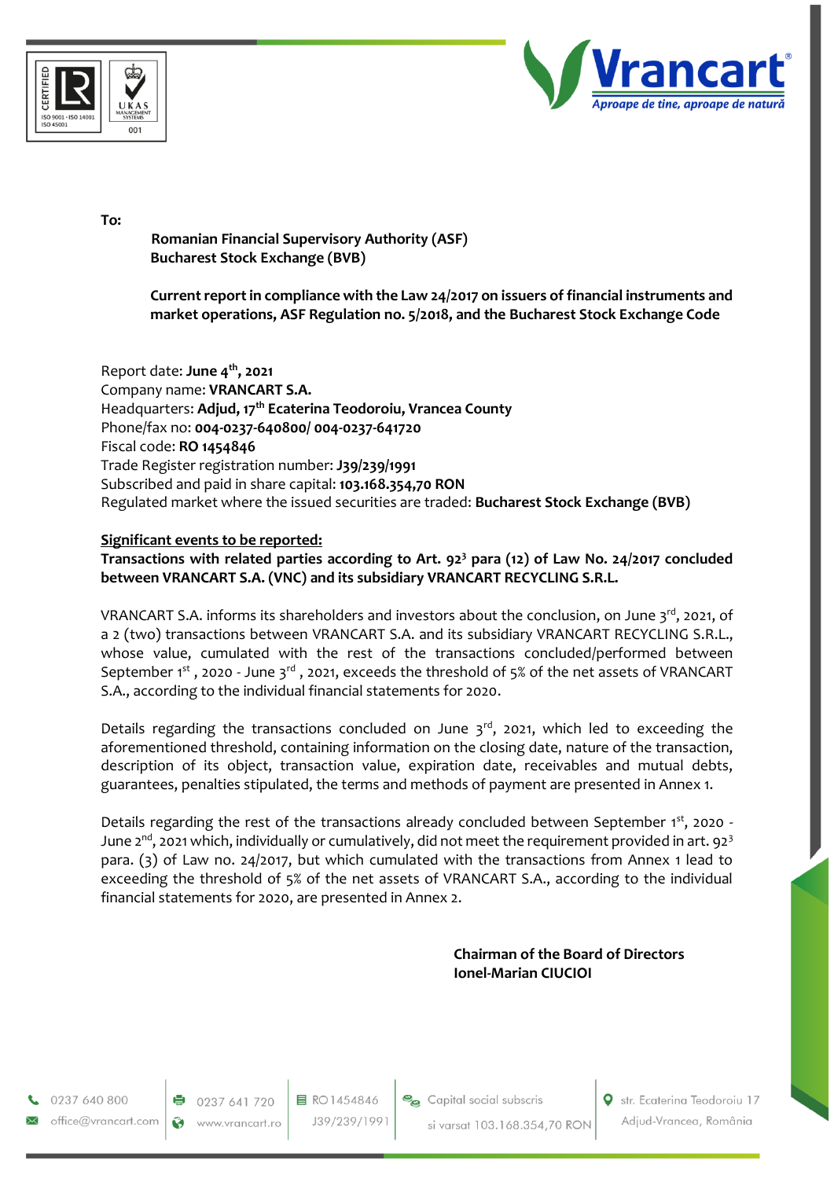To:

**Romanian Financial Supervisory Authority (ASF)**
**Bucharest Stock Exchange (BVB)**

**Current report in compliance with the Law 24/2017 on issuers of financial instruments and market operations, ASF Regulation no. 5/2018, and the Bucharest Stock Exchange Code**

Report date: **June 4th, 2021**
Company name: **VRANCART S.A.**
Headquarters: **Adjud, 17th Ecaterina Teodoroiu, Vrancea County**
Phone/fax no: **004-0237-640800/ 004-0237-641720**
Fiscal code: **RO 1454846**
Trade Register registration number: **J39/239/1991**
Subscribed and paid in share capital: **103.168.354,70 RON**
Regulated market where the issued securities are traded: **Bucharest Stock Exchange (BVB)**

**Significant events to be reported:**
**Transactions with related parties according to Art. 92³ para (12) of Law No. 24/2017 concluded between VRANCART S.A. (VNC) and its subsidiary VRANCART RECYCLING S.R.L.**

VRANCART S.A. informs its shareholders and investors about the conclusion, on June 3rd, 2021, of a 2 (two) transactions between VRANCART S.A. and its subsidiary VRANCART RECYCLING S.R.L., whose value, cumulated with the rest of the transactions concluded/performed between September 1st , 2020 - June 3rd , 2021, exceeds the threshold of 5% of the net assets of VRANCART S.A., according to the individual financial statements for 2020.

Details regarding the transactions concluded on June 3rd, 2021, which led to exceeding the aforementioned threshold, containing information on the closing date, nature of the transaction, description of its object, transaction value, expiration date, receivables and mutual debts, guarantees, penalties stipulated, the terms and methods of payment are presented in Annex 1.

Details regarding the rest of the transactions already concluded between September 1st, 2020 - June 2nd, 2021 which, individually or cumulatively, did not meet the requirement provided in art. 92³ para. (3) of Law no. 24/2017, but which cumulated with the transactions from Annex 1 lead to exceeding the threshold of 5% of the net assets of VRANCART S.A., according to the individual financial statements for 2020, are presented in Annex 2.

**Chairman of the Board of Directors**
**Ionel-Marian CIUCIOI**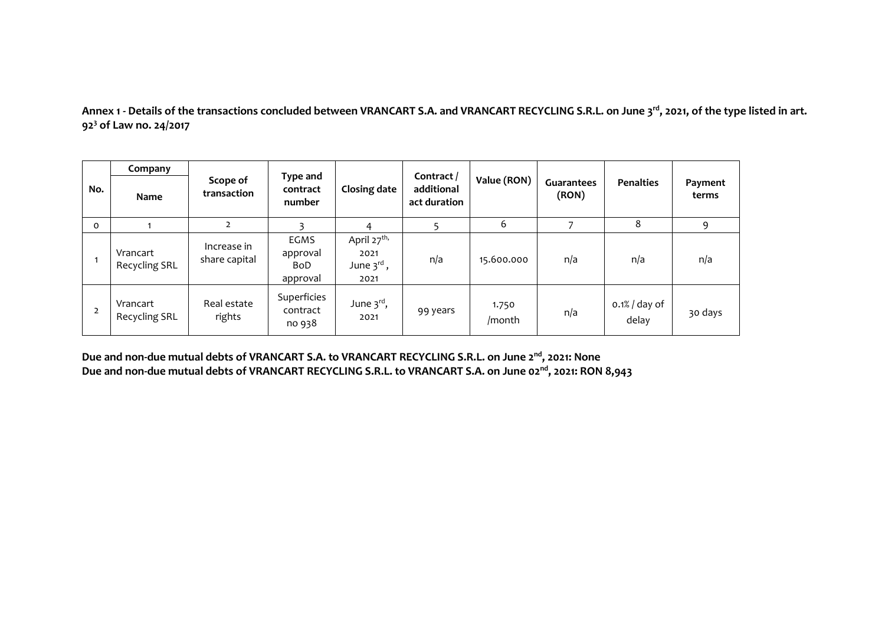**Annex 1 - Details of the transactions concluded between VRANCART S.A. and VRANCART RECYCLING S.R.L. on June 3rd, 2021, of the type listed in art. 92[3] of Law no. 24/2017**

| No. | Company | Scope of transaction | Type and contract number | Closing date | Contract / additional act duration | Value (RON) | Guarantees (RON) | Penalties | Payment terms |
|---|---|---|---|---|---|---|---|---|---|
| | Name | | | | | | | | |
| 0 | 1 | 2 | 3 | 4 | 5 | 6 | 7 | 8 | 9 |
| 1 | Vrancart Recycling SRL | Increase in share capital | EGMS approval BoD approval | April 27th, 2021 June 3rd, 2021 | n/a | 15.600.000 | n/a | n/a | n/a |
| 2 | Vrancart Recycling SRL | Real estate rights | Superficies contract no 938 | June 3rd, 2021 | 99 years | 1.750 /month | n/a | 0.1% / day of delay | 30 days |

**Due and non-due mutual debts of VRANCART S.A. to VRANCART RECYCLING S.R.L. on June 2nd, 2021: None**

**Due and non-due mutual debts of VRANCART RECYCLING S.R.L. to VRANCART S.A. on June 02nd, 2021: RON 8,943**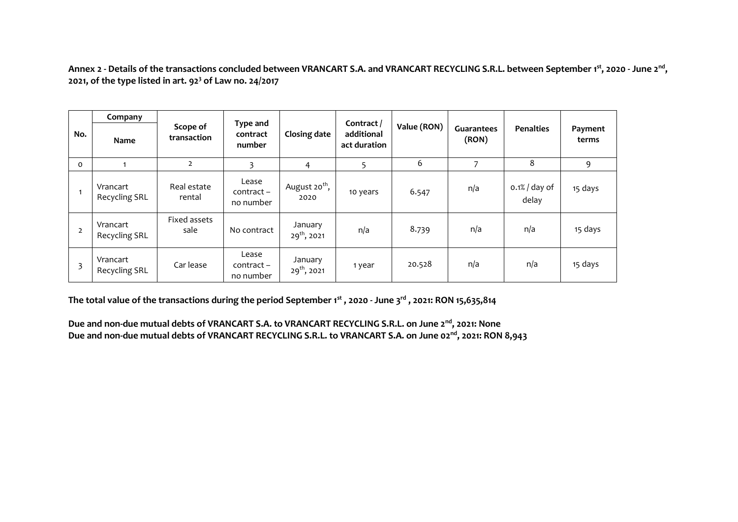**Annex 2 - Details of the transactions concluded between VRANCART S.A. and VRANCART RECYCLING S.R.L. between September 1st, 2020 - June 2nd, 2021, of the type listed in art. 92[3] of Law no. 24/2017**

| No. | Company | Scope of transaction | Type and contract number | Closing date | Contract / additional act duration | Value (RON) | Guarantees (RON) | Penalties | Payment terms |
|---|---|---|---|---|---|---|---|---|---|
| | Name | | | | | | | | |
| 0 | 1 | 2 | 3 | 4 | 5 | 6 | 7 | 8 | 9 |
| 1 | Vrancart Recycling SRL | Real estate rental | Lease contract – no number | August 20th, 2020 | 10 years | 6.547 | n/a | 0.1% / day of delay | 15 days |
| 2 | Vrancart Recycling SRL | Fixed assets sale | No contract | January 29th, 2021 | n/a | 8.739 | n/a | n/a | 15 days |
| 3 | Vrancart Recycling SRL | Car lease | Lease contract – no number | January 29th, 2021 | 1 year | 20.528 | n/a | n/a | 15 days |

**The total value of the transactions during the period September 1st , 2020 - June 3rd , 2021: RON 15,635,814**

**Due and non-due mutual debts of VRANCART S.A. to VRANCART RECYCLING S.R.L. on June 2nd, 2021: None**
**Due and non-due mutual debts of VRANCART RECYCLING S.R.L. to VRANCART S.A. on June 02nd, 2021: RON 8,943**